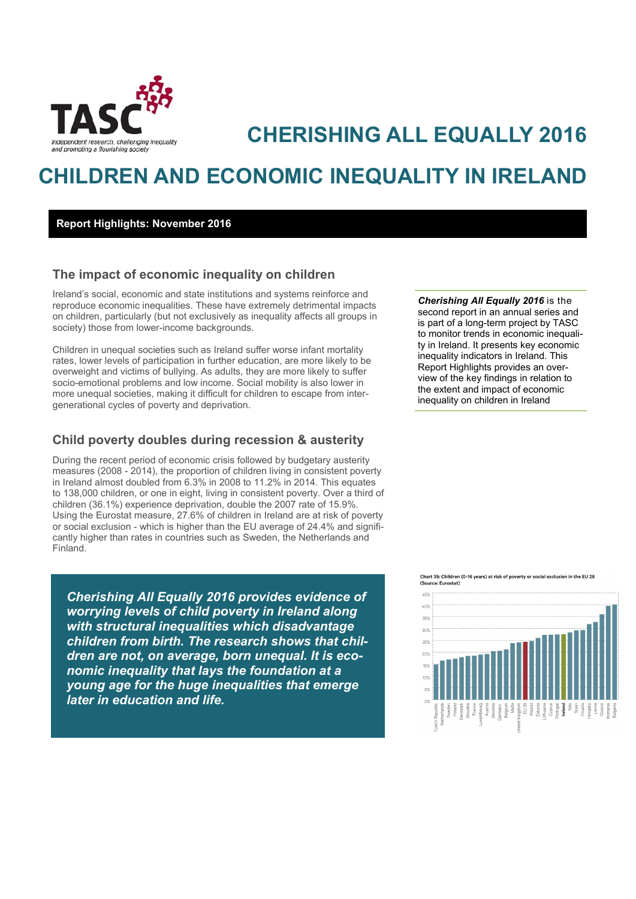# CHERISHING ALL EQUALLY 2016

# CHILDREN AND ECONOMIC INEQUALITY IN IRELAND

**Report Highlights: November 2016**

## The impact of economic inequality on children

Ireland's social, economic and state institutions and systems reinforce and reproduce economic inequalities. These have extremely detrimental impacts on children, particularly (but not exclusively as inequality affects all groups in society) those from lower-income backgrounds.

Children in unequal societies such as Ireland suffer worse infant mortality rates, lower levels of participation in further education, are more likely to be overweight and victims of bullying. As adults, they are more likely to suffer socio-emotional problems and low income. Social mobility is also lower in more unequal societies, making it difficult for children to escape from inter-generational cycles of poverty and deprivation.

***Cherishing All Equally 2016*** is the second report in an annual series and is part of a long-term project by TASC to monitor trends in economic inequality in Ireland. It presents key economic inequality indicators in Ireland. This Report Highlights provides an overview of the key findings in relation to the extent and impact of economic inequality on children in Ireland

## Child poverty doubles during recession & austerity

During the recent period of economic crisis followed by budgetary austerity measures (2008 - 2014), the proportion of children living in consistent poverty in Ireland almost doubled from 6.3% in 2008 to 11.2% in 2014. This equates to 138,000 children, or one in eight, living in consistent poverty. Over a third of children (36.1%) experience deprivation, double the 2007 rate of 15.9%. Using the Eurostat measure, 27.6% of children in Ireland are at risk of poverty or social exclusion - which is higher than the EU average of 24.4% and significantly higher than rates in countries such as Sweden, the Netherlands and Finland.

***Cherishing All Equally 2016 provides evidence of worrying levels of child poverty in Ireland along with structural inequalities which disadvantage children from birth. The research shows that children are not, on average, born unequal. It is economic inequality that lays the foundation at a young age for the huge inequalities that emerge later in education and life.***

**Chart 35: Children (0-16 years) at risk of poverty or social exclusion in the EU 28 (Source: Eurostat)**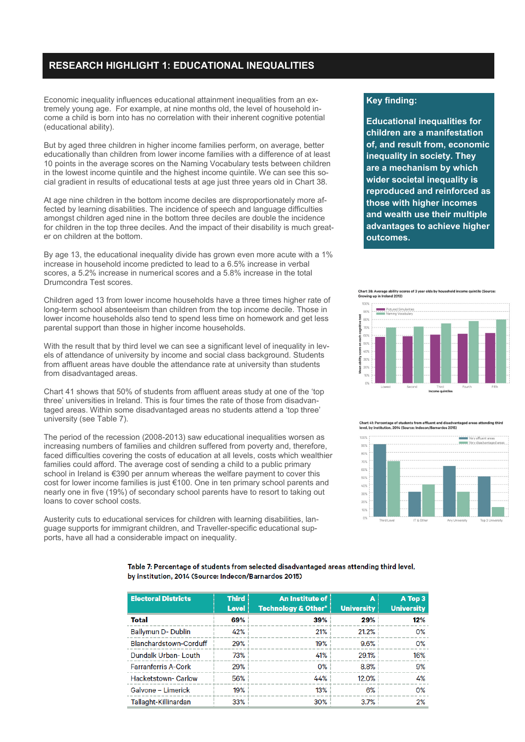## RESEARCH HIGHLIGHT 1: EDUCATIONAL INEQUALITIES

Economic inequality influences educational attainment inequalities from an extremely young age. For example, at nine months old, the level of household income a child is born into has no correlation with their inherent cognitive potential (educational ability).

But by aged three children in higher income families perform, on average, better educationally than children from lower income families with a difference of at least 10 points in the average scores on the Naming Vocabulary tests between children in the lowest income quintile and the highest income quintile. We can see this social gradient in results of educational tests at age just three years old in Chart 38.

At age nine children in the bottom income deciles are disproportionately more affected by learning disabilities. The incidence of speech and language difficulties amongst children aged nine in the bottom three deciles are double the incidence for children in the top three deciles. And the impact of their disability is much greater on children at the bottom.

By age 13, the educational inequality divide has grown even more acute with a 1% increase in household income predicted to lead to a 6.5% increase in verbal scores, a 5.2% increase in numerical scores and a 5.8% increase in the total Drumcondra Test scores.

Children aged 13 from lower income households have a three times higher rate of long-term school absenteeism than children from the top income decile. Those in lower income households also tend to spend less time on homework and get less parental support than those in higher income households.

With the result that by third level we can see a significant level of inequality in levels of attendance of university by income and social class background. Students from affluent areas have double the attendance rate at university than students from disadvantaged areas.

Chart 41 shows that 50% of students from affluent areas study at one of the 'top three' universities in Ireland. This is four times the rate of those from disadvantaged areas. Within some disadvantaged areas no students attend a 'top three' university (see Table 7).

The period of the recession (2008-2013) saw educational inequalities worsen as increasing numbers of families and children suffered from poverty and, therefore, faced difficulties covering the costs of education at all levels, costs which wealthier families could afford. The average cost of sending a child to a public primary school in Ireland is €390 per annum whereas the welfare payment to cover this cost for lower income families is just €100. One in ten primary school parents and nearly one in five (19%) of secondary school parents have to resort to taking out loans to cover school costs.

Austerity cuts to educational services for children with learning disabilities, language supports for immigrant children, and Traveller-specific educational supports, have all had a considerable impact on inequality.

**Key finding:**

**Educational inequalities for children are a manifestation of, and result from, economic inequality in society. They are a mechanism by which wider societal inequality is reproduced and reinforced as those with higher incomes and wealth use their multiple advantages to achieve higher outcomes.**

Chart 38: Average ability scores of 3 year olds by household income quintile (Source: Growing up in Ireland 2013)

Chart 41: Percentage of students from affluent and disadvantaged areas attending third level, by institution, 2014 (Source: Indecon/Barnardos 2015)

**Table 7: Percentage of students from selected disadvantaged areas attending third level, by institution, 2014 (Source: Indecon/Barnardos 2015)**

| Electoral Districts | Third Level | An Institute of Technology & Other* | A University | A Top 3 University |
|---|---|---|---|---|
| **Total** | **69%** | **39%** | **29%** | **12%** |
| Ballymun D- Dublin | 42% | 21% | 21.2% | 0% |
| Blanchardstown-Corduff | 29% | 19% | 9.6% | 0% |
| Dundalk Urban- Louth | 73% | 41% | 29.1% | 16% |
| Farranferris A-Cork | 29% | 0% | 8.8% | 9% |
| Hacketstown- Carlow | 56% | 44% | 12.0% | 4% |
| Galvone – Limerick | 19% | 13% | 6% | 0% |
| Tallaght-Killinardan | 33% | 30% | 3.7% | 2% |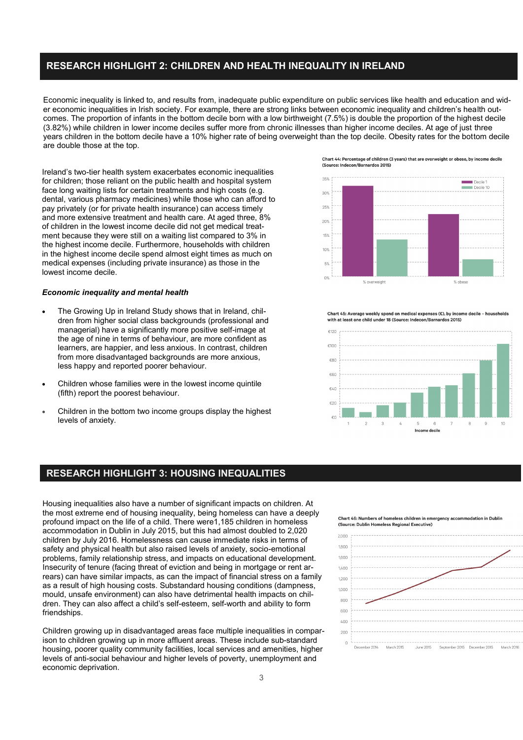## RESEARCH HIGHLIGHT 2: CHILDREN AND HEALTH INEQUALITY IN IRELAND

Economic inequality is linked to, and results from, inadequate public expenditure on public services like health and education and wider economic inequalities in Irish society. For example, there are strong links between economic inequality and children's health outcomes. The proportion of infants in the bottom decile born with a low birthweight (7.5%) is double the proportion of the highest decile (3.82%) while children in lower income deciles suffer more from chronic illnesses than higher income deciles. At age of just three years children in the bottom decile have a 10% higher rate of being overweight than the top decile. Obesity rates for the bottom decile are double those at the top.

Ireland's two-tier health system exacerbates economic inequalities for children; those reliant on the public health and hospital system face long waiting lists for certain treatments and high costs (e.g. dental, various pharmacy medicines) while those who can afford to pay privately (or for private health insurance) can access timely and more extensive treatment and health care. At aged three, 8% of children in the lowest income decile did not get medical treatment because they were still on a waiting list compared to 3% in the highest income decile. Furthermore, households with children in the highest income decile spend almost eight times as much on medical expenses (including private insurance) as those in the lowest income decile.

Chart 44: Percentage of children (3 years) that are overweight or obese, by income decile (Source: Indecon/Barnardos 2015)

Chart 45: Average weekly spend on medical expenses (€), by income decile – households with at least one child under 18 (Source: Indecon/Barnardos 2015)

### *Economic inequality and mental health*

- The Growing Up in Ireland Study shows that in Ireland, children from higher social class backgrounds (professional and managerial) have a significantly more positive self-image at the age of nine in terms of behaviour, are more confident as learners, are happier, and less anxious. In contrast, children from more disadvantaged backgrounds are more anxious, less happy and reported poorer behaviour.
- Children whose families were in the lowest income quintile (fifth) report the poorest behaviour.
- Children in the bottom two income groups display the highest levels of anxiety.

## RESEARCH HIGHLIGHT 3: HOUSING INEQUALITIES

Housing inequalities also have a number of significant impacts on children. At the most extreme end of housing inequality, being homeless can have a deeply profound impact on the life of a child. There were1,185 children in homeless accommodation in Dublin in July 2015, but this had almost doubled to 2,020 children by July 2016. Homelessness can cause immediate risks in terms of safety and physical health but also raised levels of anxiety, socio-emotional problems, family relationship stress, and impacts on educational development. Insecurity of tenure (facing threat of eviction and being in mortgage or rent arrears) can have similar impacts, as can the impact of financial stress on a family as a result of high housing costs. Substandard housing conditions (dampness, mould, unsafe environment) can also have detrimental health impacts on children. They can also affect a child's self-esteem, self-worth and ability to form friendships.

Children growing up in disadvantaged areas face multiple inequalities in comparison to children growing up in more affluent areas. These include sub-standard housing, poorer quality community facilities, local services and amenities, higher levels of anti-social behaviour and higher levels of poverty, unemployment and economic deprivation.

Chart 46: Numbers of homeless children in emergency accommodation in Dublin (Source: Dublin Homeless Regional Executive)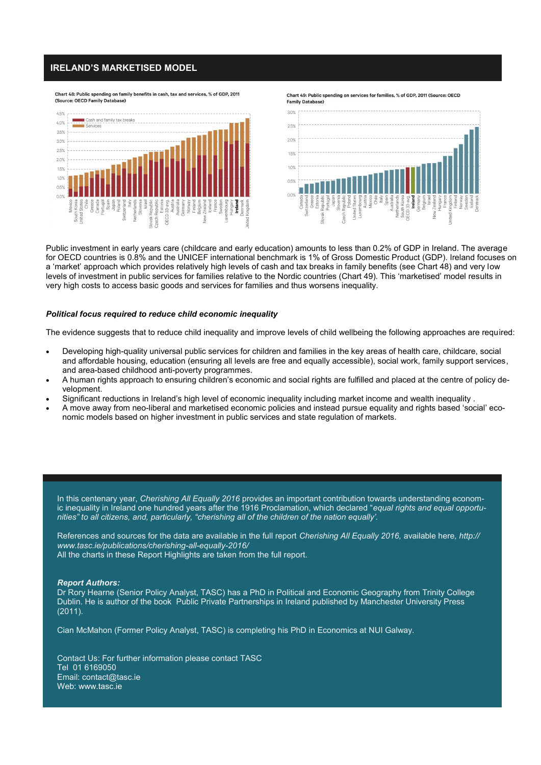## IRELAND'S MARKETISED MODEL

**Chart 48: Public spending on family benefits in cash, tax and services, % of GDP, 2011 (Source: OECD Family Database)**

Cash and family tax breaks
Services

4.5%
4.0%
3.5%
3.0%
2.5%
2.0%
1.5%
1.0%
0.5%
0.0%

Mexico, South Korea, United States, Chile, Greece, Canada, Portugal, Spain, Japan, Poland, Switzerland, Italy, Netherlands, Slovenia, Israel, Slovak Republic, Czech Republic, Estonia, OECD 33-avg., Australia, Germany, Norway, Finland, Belgium, New Zealand, Iceland, France, Sweden, Luxembourg, Hungary, **Ireland**, Denmark, United Kingdom

**Chart 49: Public spending on services for families, % of GDP, 2011 (Source: OECD Family Database)**

3.0%
2.5%
2.0%
1.5%
1.0%
0.5%
0.0%

Canada, Switzerland, Greece, Estonia, Slovak Republic, Portugal, Japan, Slovenia, Czech Republic, Poland, United States, Luxembourg, Austria, Mexico, Chile, Italy, Spain, Australia, Netherlands, South Korea, OECD 33-avg., **Ireland**, Germany, Belgium, Israel, New Zealand, Hungary, France, United Kingdom, Finland, Norway, Sweden, Iceland, Denmark

Public investment in early years care (childcare and early education) amounts to less than 0.2% of GDP in Ireland. The average for OECD countries is 0.8% and the UNICEF international benchmark is 1% of Gross Domestic Product (GDP). Ireland focuses on a 'market' approach which provides relatively high levels of cash and tax breaks in family benefits (see Chart 48) and very low levels of investment in public services for families relative to the Nordic countries (Chart 49). This 'marketised' model results in very high costs to access basic goods and services for families and thus worsens inequality.

### *Political focus required to reduce child economic inequality*

The evidence suggests that to reduce child inequality and improve levels of child wellbeing the following approaches are required:

- Developing high-quality universal public services for children and families in the key areas of health care, childcare, social and affordable housing, education (ensuring all levels are free and equally accessible), social work, family support services, and area-based childhood anti-poverty programmes.
- A human rights approach to ensuring children's economic and social rights are fulfilled and placed at the centre of policy development.
- Significant reductions in Ireland's high level of economic inequality including market income and wealth inequality .
- A move away from neo-liberal and marketised economic policies and instead pursue equality and rights based 'social' economic models based on higher investment in public services and state regulation of markets.

In this centenary year, *Cherishing All Equally 2016* provides an important contribution towards understanding economic inequality in Ireland one hundred years after the 1916 Proclamation, which declared "*equal rights and equal opportunities" to all citizens, and, particularly, "cherishing all of the children of the nation equally'.*

References and sources for the data are available in the full report *Cherishing All Equally 2016,* available here*, http://www.tasc.ie/publications/cherishing-all-equally-2016/*
All the charts in these Report Highlights are taken from the full report.

***Report Authors:***
Dr Rory Hearne (Senior Policy Analyst, TASC) has a PhD in Political and Economic Geography from Trinity College Dublin. He is author of the book Public Private Partnerships in Ireland published by Manchester University Press (2011).

Cian McMahon (Former Policy Analyst, TASC) is completing his PhD in Economics at NUI Galway.

Contact Us: For further information please contact TASC
Tel 01 6169050
Email: contact@tasc.ie
Web: www.tasc.ie